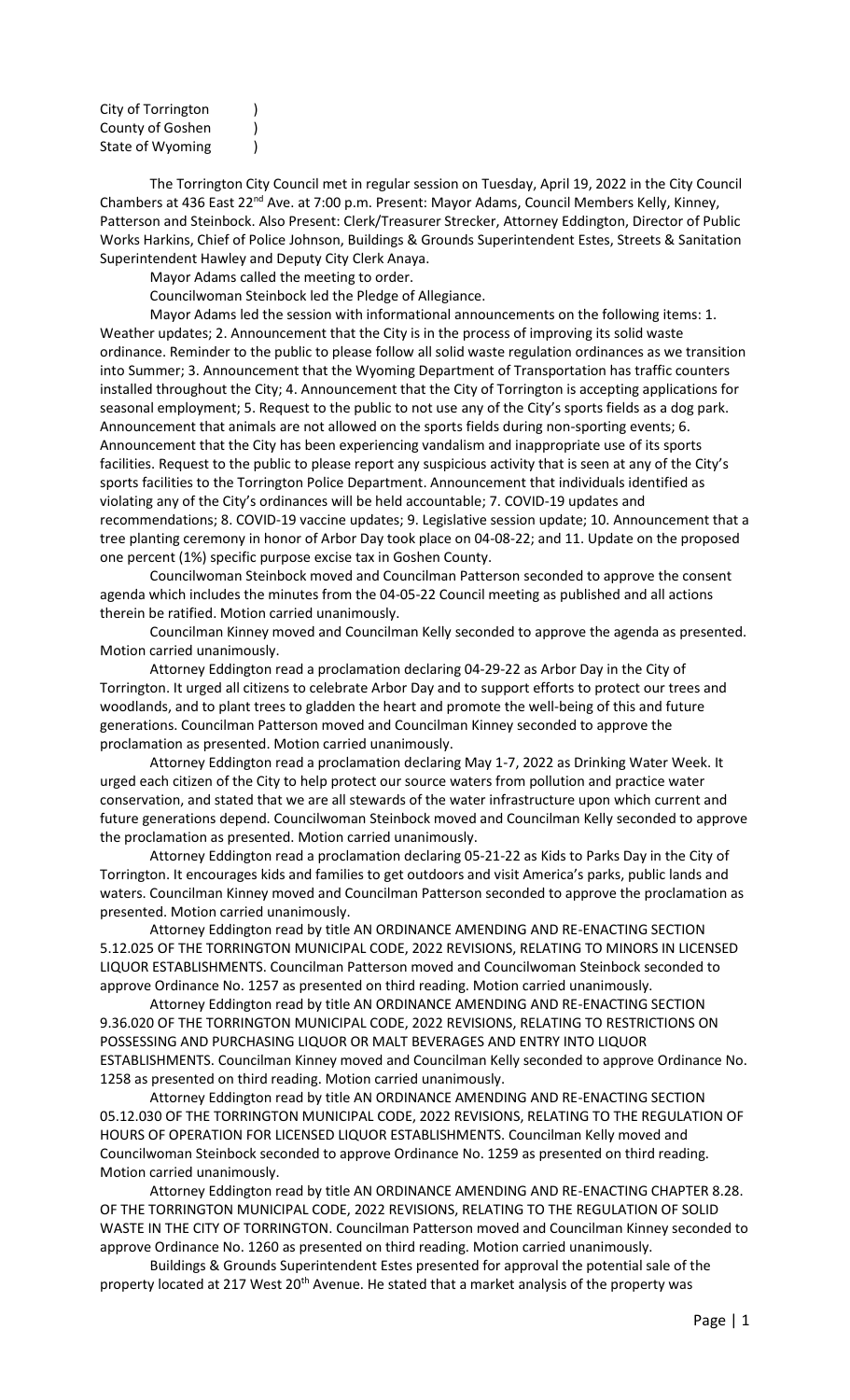City of Torrington )
County of Goshen )
State of Wyoming )

The Torrington City Council met in regular session on Tuesday, April 19, 2022 in the City Council Chambers at 436 East 22nd Ave. at 7:00 p.m. Present: Mayor Adams, Council Members Kelly, Kinney, Patterson and Steinbock. Also Present: Clerk/Treasurer Strecker, Attorney Eddington, Director of Public Works Harkins, Chief of Police Johnson, Buildings & Grounds Superintendent Estes, Streets & Sanitation Superintendent Hawley and Deputy City Clerk Anaya.

Mayor Adams called the meeting to order.

Councilwoman Steinbock led the Pledge of Allegiance.

Mayor Adams led the session with informational announcements on the following items: 1. Weather updates; 2. Announcement that the City is in the process of improving its solid waste ordinance. Reminder to the public to please follow all solid waste regulation ordinances as we transition into Summer; 3. Announcement that the Wyoming Department of Transportation has traffic counters installed throughout the City; 4. Announcement that the City of Torrington is accepting applications for seasonal employment; 5. Request to the public to not use any of the City's sports fields as a dog park. Announcement that animals are not allowed on the sports fields during non-sporting events; 6. Announcement that the City has been experiencing vandalism and inappropriate use of its sports facilities. Request to the public to please report any suspicious activity that is seen at any of the City's sports facilities to the Torrington Police Department. Announcement that individuals identified as violating any of the City's ordinances will be held accountable; 7. COVID-19 updates and recommendations; 8. COVID-19 vaccine updates; 9. Legislative session update; 10. Announcement that a tree planting ceremony in honor of Arbor Day took place on 04-08-22; and 11. Update on the proposed one percent (1%) specific purpose excise tax in Goshen County.

Councilwoman Steinbock moved and Councilman Patterson seconded to approve the consent agenda which includes the minutes from the 04-05-22 Council meeting as published and all actions therein be ratified. Motion carried unanimously.

Councilman Kinney moved and Councilman Kelly seconded to approve the agenda as presented. Motion carried unanimously.

Attorney Eddington read a proclamation declaring 04-29-22 as Arbor Day in the City of Torrington. It urged all citizens to celebrate Arbor Day and to support efforts to protect our trees and woodlands, and to plant trees to gladden the heart and promote the well-being of this and future generations. Councilman Patterson moved and Councilman Kinney seconded to approve the proclamation as presented. Motion carried unanimously.

Attorney Eddington read a proclamation declaring May 1-7, 2022 as Drinking Water Week. It urged each citizen of the City to help protect our source waters from pollution and practice water conservation, and stated that we are all stewards of the water infrastructure upon which current and future generations depend. Councilwoman Steinbock moved and Councilman Kelly seconded to approve the proclamation as presented. Motion carried unanimously.

Attorney Eddington read a proclamation declaring 05-21-22 as Kids to Parks Day in the City of Torrington. It encourages kids and families to get outdoors and visit America's parks, public lands and waters. Councilman Kinney moved and Councilman Patterson seconded to approve the proclamation as presented. Motion carried unanimously.

Attorney Eddington read by title AN ORDINANCE AMENDING AND RE-ENACTING SECTION 5.12.025 OF THE TORRINGTON MUNICIPAL CODE, 2022 REVISIONS, RELATING TO MINORS IN LICENSED LIQUOR ESTABLISHMENTS. Councilman Patterson moved and Councilwoman Steinbock seconded to approve Ordinance No. 1257 as presented on third reading. Motion carried unanimously.

Attorney Eddington read by title AN ORDINANCE AMENDING AND RE-ENACTING SECTION 9.36.020 OF THE TORRINGTON MUNICIPAL CODE, 2022 REVISIONS, RELATING TO RESTRICTIONS ON POSSESSING AND PURCHASING LIQUOR OR MALT BEVERAGES AND ENTRY INTO LIQUOR ESTABLISHMENTS. Councilman Kinney moved and Councilman Kelly seconded to approve Ordinance No. 1258 as presented on third reading. Motion carried unanimously.

Attorney Eddington read by title AN ORDINANCE AMENDING AND RE-ENACTING SECTION 05.12.030 OF THE TORRINGTON MUNICIPAL CODE, 2022 REVISIONS, RELATING TO THE REGULATION OF HOURS OF OPERATION FOR LICENSED LIQUOR ESTABLISHMENTS. Councilman Kelly moved and Councilwoman Steinbock seconded to approve Ordinance No. 1259 as presented on third reading. Motion carried unanimously.

Attorney Eddington read by title AN ORDINANCE AMENDING AND RE-ENACTING CHAPTER 8.28. OF THE TORRINGTON MUNICIPAL CODE, 2022 REVISIONS, RELATING TO THE REGULATION OF SOLID WASTE IN THE CITY OF TORRINGTON. Councilman Patterson moved and Councilman Kinney seconded to approve Ordinance No. 1260 as presented on third reading. Motion carried unanimously.

Buildings & Grounds Superintendent Estes presented for approval the potential sale of the property located at 217 West 20th Avenue. He stated that a market analysis of the property was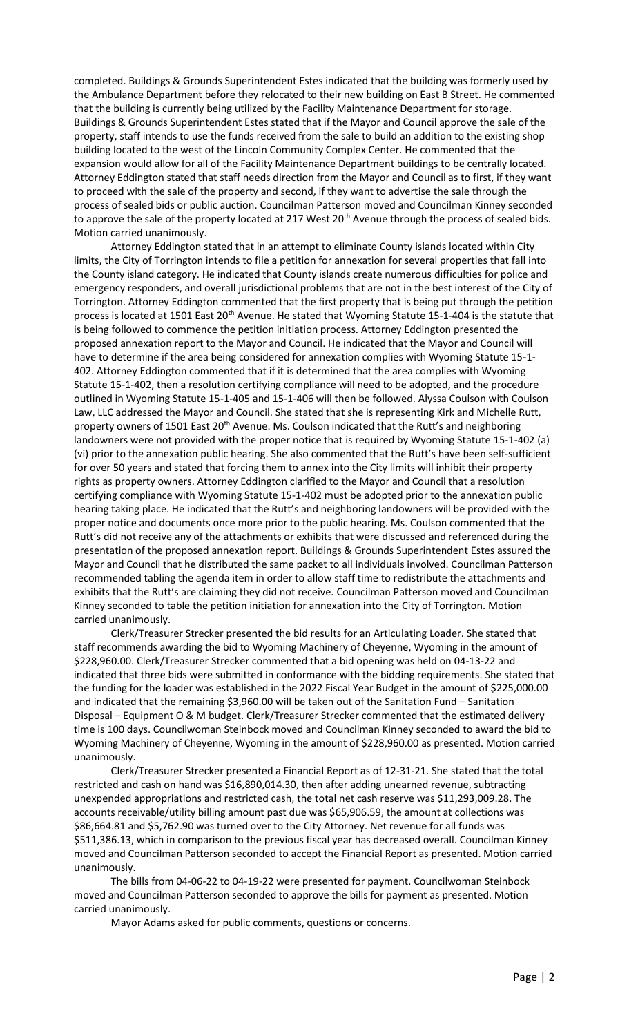completed. Buildings & Grounds Superintendent Estes indicated that the building was formerly used by the Ambulance Department before they relocated to their new building on East B Street. He commented that the building is currently being utilized by the Facility Maintenance Department for storage. Buildings & Grounds Superintendent Estes stated that if the Mayor and Council approve the sale of the property, staff intends to use the funds received from the sale to build an addition to the existing shop building located to the west of the Lincoln Community Complex Center. He commented that the expansion would allow for all of the Facility Maintenance Department buildings to be centrally located. Attorney Eddington stated that staff needs direction from the Mayor and Council as to first, if they want to proceed with the sale of the property and second, if they want to advertise the sale through the process of sealed bids or public auction. Councilman Patterson moved and Councilman Kinney seconded to approve the sale of the property located at 217 West 20th Avenue through the process of sealed bids. Motion carried unanimously.

Attorney Eddington stated that in an attempt to eliminate County islands located within City limits, the City of Torrington intends to file a petition for annexation for several properties that fall into the County island category. He indicated that County islands create numerous difficulties for police and emergency responders, and overall jurisdictional problems that are not in the best interest of the City of Torrington. Attorney Eddington commented that the first property that is being put through the petition process is located at 1501 East 20th Avenue. He stated that Wyoming Statute 15-1-404 is the statute that is being followed to commence the petition initiation process. Attorney Eddington presented the proposed annexation report to the Mayor and Council. He indicated that the Mayor and Council will have to determine if the area being considered for annexation complies with Wyoming Statute 15-1-402. Attorney Eddington commented that if it is determined that the area complies with Wyoming Statute 15-1-402, then a resolution certifying compliance will need to be adopted, and the procedure outlined in Wyoming Statute 15-1-405 and 15-1-406 will then be followed. Alyssa Coulson with Coulson Law, LLC addressed the Mayor and Council. She stated that she is representing Kirk and Michelle Rutt, property owners of 1501 East 20th Avenue. Ms. Coulson indicated that the Rutt's and neighboring landowners were not provided with the proper notice that is required by Wyoming Statute 15-1-402 (a) (vi) prior to the annexation public hearing. She also commented that the Rutt's have been self-sufficient for over 50 years and stated that forcing them to annex into the City limits will inhibit their property rights as property owners. Attorney Eddington clarified to the Mayor and Council that a resolution certifying compliance with Wyoming Statute 15-1-402 must be adopted prior to the annexation public hearing taking place. He indicated that the Rutt's and neighboring landowners will be provided with the proper notice and documents once more prior to the public hearing. Ms. Coulson commented that the Rutt's did not receive any of the attachments or exhibits that were discussed and referenced during the presentation of the proposed annexation report. Buildings & Grounds Superintendent Estes assured the Mayor and Council that he distributed the same packet to all individuals involved. Councilman Patterson recommended tabling the agenda item in order to allow staff time to redistribute the attachments and exhibits that the Rutt's are claiming they did not receive. Councilman Patterson moved and Councilman Kinney seconded to table the petition initiation for annexation into the City of Torrington. Motion carried unanimously.

Clerk/Treasurer Strecker presented the bid results for an Articulating Loader. She stated that staff recommends awarding the bid to Wyoming Machinery of Cheyenne, Wyoming in the amount of $228,960.00. Clerk/Treasurer Strecker commented that a bid opening was held on 04-13-22 and indicated that three bids were submitted in conformance with the bidding requirements. She stated that the funding for the loader was established in the 2022 Fiscal Year Budget in the amount of $225,000.00 and indicated that the remaining $3,960.00 will be taken out of the Sanitation Fund – Sanitation Disposal – Equipment O & M budget. Clerk/Treasurer Strecker commented that the estimated delivery time is 100 days. Councilwoman Steinbock moved and Councilman Kinney seconded to award the bid to Wyoming Machinery of Cheyenne, Wyoming in the amount of $228,960.00 as presented. Motion carried unanimously.

Clerk/Treasurer Strecker presented a Financial Report as of 12-31-21. She stated that the total restricted and cash on hand was $16,890,014.30, then after adding unearned revenue, subtracting unexpended appropriations and restricted cash, the total net cash reserve was $11,293,009.28. The accounts receivable/utility billing amount past due was $65,906.59, the amount at collections was $86,664.81 and $5,762.90 was turned over to the City Attorney. Net revenue for all funds was $511,386.13, which in comparison to the previous fiscal year has decreased overall. Councilman Kinney moved and Councilman Patterson seconded to accept the Financial Report as presented. Motion carried unanimously.

The bills from 04-06-22 to 04-19-22 were presented for payment. Councilwoman Steinbock moved and Councilman Patterson seconded to approve the bills for payment as presented. Motion carried unanimously.

Mayor Adams asked for public comments, questions or concerns.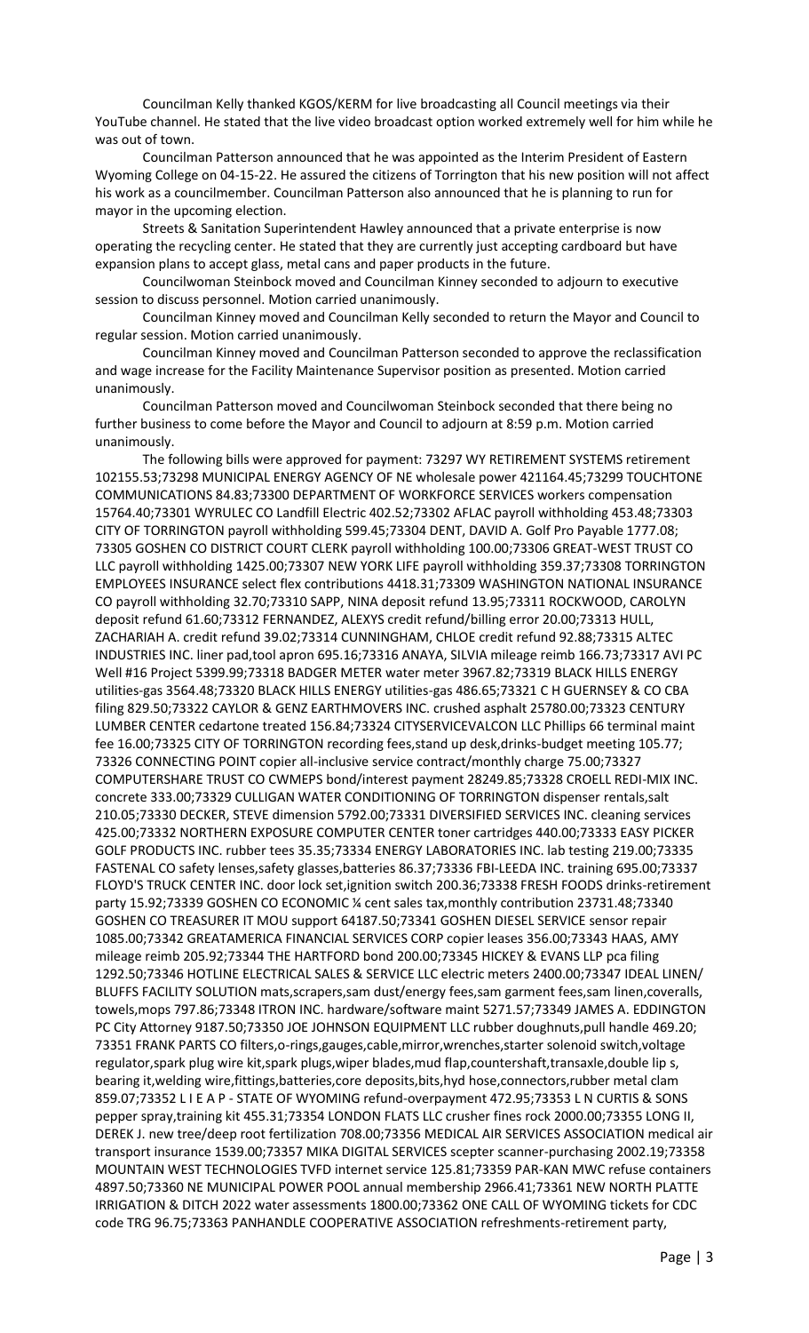Councilman Kelly thanked KGOS/KERM for live broadcasting all Council meetings via their YouTube channel. He stated that the live video broadcast option worked extremely well for him while he was out of town.

Councilman Patterson announced that he was appointed as the Interim President of Eastern Wyoming College on 04-15-22. He assured the citizens of Torrington that his new position will not affect his work as a councilmember. Councilman Patterson also announced that he is planning to run for mayor in the upcoming election.

Streets & Sanitation Superintendent Hawley announced that a private enterprise is now operating the recycling center. He stated that they are currently just accepting cardboard but have expansion plans to accept glass, metal cans and paper products in the future.

Councilwoman Steinbock moved and Councilman Kinney seconded to adjourn to executive session to discuss personnel. Motion carried unanimously.

Councilman Kinney moved and Councilman Kelly seconded to return the Mayor and Council to regular session. Motion carried unanimously.

Councilman Kinney moved and Councilman Patterson seconded to approve the reclassification and wage increase for the Facility Maintenance Supervisor position as presented. Motion carried unanimously.

Councilman Patterson moved and Councilwoman Steinbock seconded that there being no further business to come before the Mayor and Council to adjourn at 8:59 p.m. Motion carried unanimously.

The following bills were approved for payment: 73297 WY RETIREMENT SYSTEMS retirement 102155.53;73298 MUNICIPAL ENERGY AGENCY OF NE wholesale power 421164.45;73299 TOUCHTONE COMMUNICATIONS 84.83;73300 DEPARTMENT OF WORKFORCE SERVICES workers compensation 15764.40;73301 WYRULEC CO Landfill Electric 402.52;73302 AFLAC payroll withholding 453.48;73303 CITY OF TORRINGTON payroll withholding 599.45;73304 DENT, DAVID A. Golf Pro Payable 1777.08; 73305 GOSHEN CO DISTRICT COURT CLERK payroll withholding 100.00;73306 GREAT-WEST TRUST CO LLC payroll withholding 1425.00;73307 NEW YORK LIFE payroll withholding 359.37;73308 TORRINGTON EMPLOYEES INSURANCE select flex contributions 4418.31;73309 WASHINGTON NATIONAL INSURANCE CO payroll withholding 32.70;73310 SAPP, NINA deposit refund 13.95;73311 ROCKWOOD, CAROLYN deposit refund 61.60;73312 FERNANDEZ, ALEXYS credit refund/billing error 20.00;73313 HULL, ZACHARIAH A. credit refund 39.02;73314 CUNNINGHAM, CHLOE credit refund 92.88;73315 ALTEC INDUSTRIES INC. liner pad,tool apron 695.16;73316 ANAYA, SILVIA mileage reimb 166.73;73317 AVI PC Well #16 Project 5399.99;73318 BADGER METER water meter 3967.82;73319 BLACK HILLS ENERGY utilities-gas 3564.48;73320 BLACK HILLS ENERGY utilities-gas 486.65;73321 C H GUERNSEY & CO CBA filing 829.50;73322 CAYLOR & GENZ EARTHMOVERS INC. crushed asphalt 25780.00;73323 CENTURY LUMBER CENTER cedartone treated 156.84;73324 CITYSERVICEVALCON LLC Phillips 66 terminal maint fee 16.00;73325 CITY OF TORRINGTON recording fees,stand up desk,drinks-budget meeting 105.77; 73326 CONNECTING POINT copier all-inclusive service contract/monthly charge 75.00;73327 COMPUTERSHARE TRUST CO CWMEPS bond/interest payment 28249.85;73328 CROELL REDI-MIX INC. concrete 333.00;73329 CULLIGAN WATER CONDITIONING OF TORRINGTON dispenser rentals,salt 210.05;73330 DECKER, STEVE dimension 5792.00;73331 DIVERSIFIED SERVICES INC. cleaning services 425.00;73332 NORTHERN EXPOSURE COMPUTER CENTER toner cartridges 440.00;73333 EASY PICKER GOLF PRODUCTS INC. rubber tees 35.35;73334 ENERGY LABORATORIES INC. lab testing 219.00;73335 FASTENAL CO safety lenses,safety glasses,batteries 86.37;73336 FBI-LEEDA INC. training 695.00;73337 FLOYD'S TRUCK CENTER INC. door lock set,ignition switch 200.36;73338 FRESH FOODS drinks-retirement party 15.92;73339 GOSHEN CO ECONOMIC ¼ cent sales tax,monthly contribution 23731.48;73340 GOSHEN CO TREASURER IT MOU support 64187.50;73341 GOSHEN DIESEL SERVICE sensor repair 1085.00;73342 GREATAMERICA FINANCIAL SERVICES CORP copier leases 356.00;73343 HAAS, AMY mileage reimb 205.92;73344 THE HARTFORD bond 200.00;73345 HICKEY & EVANS LLP pca filing 1292.50;73346 HOTLINE ELECTRICAL SALES & SERVICE LLC electric meters 2400.00;73347 IDEAL LINEN/ BLUFFS FACILITY SOLUTION mats,scrapers,sam dust/energy fees,sam garment fees,sam linen,coveralls, towels,mops 797.86;73348 ITRON INC. hardware/software maint 5271.57;73349 JAMES A. EDDINGTON PC City Attorney 9187.50;73350 JOE JOHNSON EQUIPMENT LLC rubber doughnuts,pull handle 469.20; 73351 FRANK PARTS CO filters,o-rings,gauges,cable,mirror,wrenches,starter solenoid switch,voltage regulator,spark plug wire kit,spark plugs,wiper blades,mud flap,countershaft,transaxle,double lip s, bearing it,welding wire,fittings,batteries,core deposits,bits,hyd hose,connectors,rubber metal clam 859.07;73352 L I E A P - STATE OF WYOMING refund-overpayment 472.95;73353 L N CURTIS & SONS pepper spray,training kit 455.31;73354 LONDON FLATS LLC crusher fines rock 2000.00;73355 LONG II, DEREK J. new tree/deep root fertilization 708.00;73356 MEDICAL AIR SERVICES ASSOCIATION medical air transport insurance 1539.00;73357 MIKA DIGITAL SERVICES scepter scanner-purchasing 2002.19;73358 MOUNTAIN WEST TECHNOLOGIES TVFD internet service 125.81;73359 PAR-KAN MWC refuse containers 4897.50;73360 NE MUNICIPAL POWER POOL annual membership 2966.41;73361 NEW NORTH PLATTE IRRIGATION & DITCH 2022 water assessments 1800.00;73362 ONE CALL OF WYOMING tickets for CDC code TRG 96.75;73363 PANHANDLE COOPERATIVE ASSOCIATION refreshments-retirement party,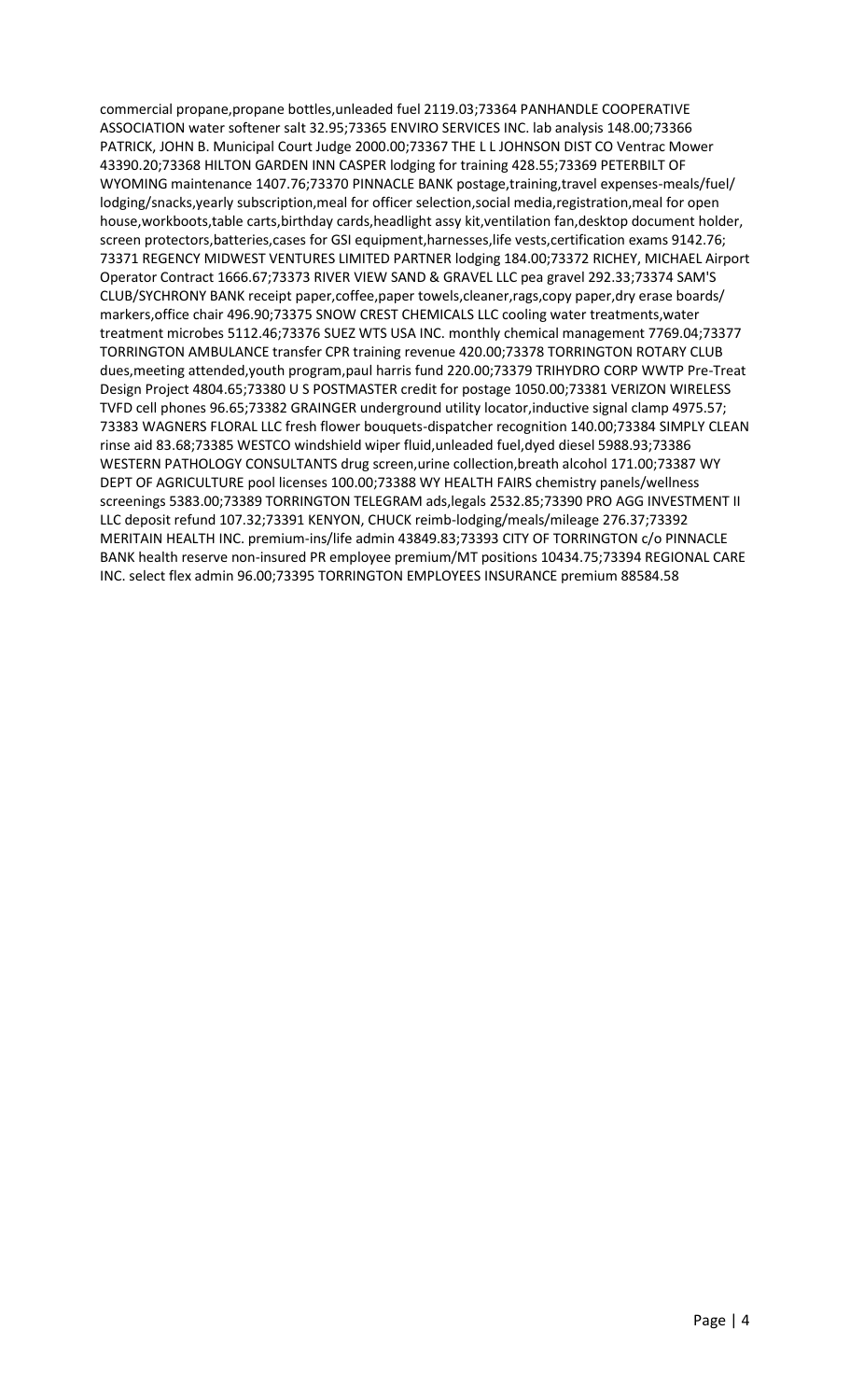commercial propane,propane bottles,unleaded fuel 2119.03;73364 PANHANDLE COOPERATIVE ASSOCIATION water softener salt 32.95;73365 ENVIRO SERVICES INC. lab analysis 148.00;73366 PATRICK, JOHN B. Municipal Court Judge 2000.00;73367 THE L L JOHNSON DIST CO Ventrac Mower 43390.20;73368 HILTON GARDEN INN CASPER lodging for training 428.55;73369 PETERBILT OF WYOMING maintenance 1407.76;73370 PINNACLE BANK postage,training,travel expenses-meals/fuel/lodging/snacks,yearly subscription,meal for officer selection,social media,registration,meal for open house,workboots,table carts,birthday cards,headlight assy kit,ventilation fan,desktop document holder, screen protectors,batteries,cases for GSI equipment,harnesses,life vests,certification exams 9142.76; 73371 REGENCY MIDWEST VENTURES LIMITED PARTNER lodging 184.00;73372 RICHEY, MICHAEL Airport Operator Contract 1666.67;73373 RIVER VIEW SAND & GRAVEL LLC pea gravel 292.33;73374 SAM'S CLUB/SYCHRONY BANK receipt paper,coffee,paper towels,cleaner,rags,copy paper,dry erase boards/markers,office chair 496.90;73375 SNOW CREST CHEMICALS LLC cooling water treatments,water treatment microbes 5112.46;73376 SUEZ WTS USA INC. monthly chemical management 7769.04;73377 TORRINGTON AMBULANCE transfer CPR training revenue 420.00;73378 TORRINGTON ROTARY CLUB dues,meeting attended,youth program,paul harris fund 220.00;73379 TRIHYDRO CORP WWTP Pre-Treat Design Project 4804.65;73380 U S POSTMASTER credit for postage 1050.00;73381 VERIZON WIRELESS TVFD cell phones 96.65;73382 GRAINGER underground utility locator,inductive signal clamp 4975.57; 73383 WAGNERS FLORAL LLC fresh flower bouquets-dispatcher recognition 140.00;73384 SIMPLY CLEAN rinse aid 83.68;73385 WESTCO windshield wiper fluid,unleaded fuel,dyed diesel 5988.93;73386 WESTERN PATHOLOGY CONSULTANTS drug screen,urine collection,breath alcohol 171.00;73387 WY DEPT OF AGRICULTURE pool licenses 100.00;73388 WY HEALTH FAIRS chemistry panels/wellness screenings 5383.00;73389 TORRINGTON TELEGRAM ads,legals 2532.85;73390 PRO AGG INVESTMENT II LLC deposit refund 107.32;73391 KENYON, CHUCK reimb-lodging/meals/mileage 276.37;73392 MERITAIN HEALTH INC. premium-ins/life admin 43849.83;73393 CITY OF TORRINGTON c/o PINNACLE BANK health reserve non-insured PR employee premium/MT positions 10434.75;73394 REGIONAL CARE INC. select flex admin 96.00;73395 TORRINGTON EMPLOYEES INSURANCE premium 88584.58